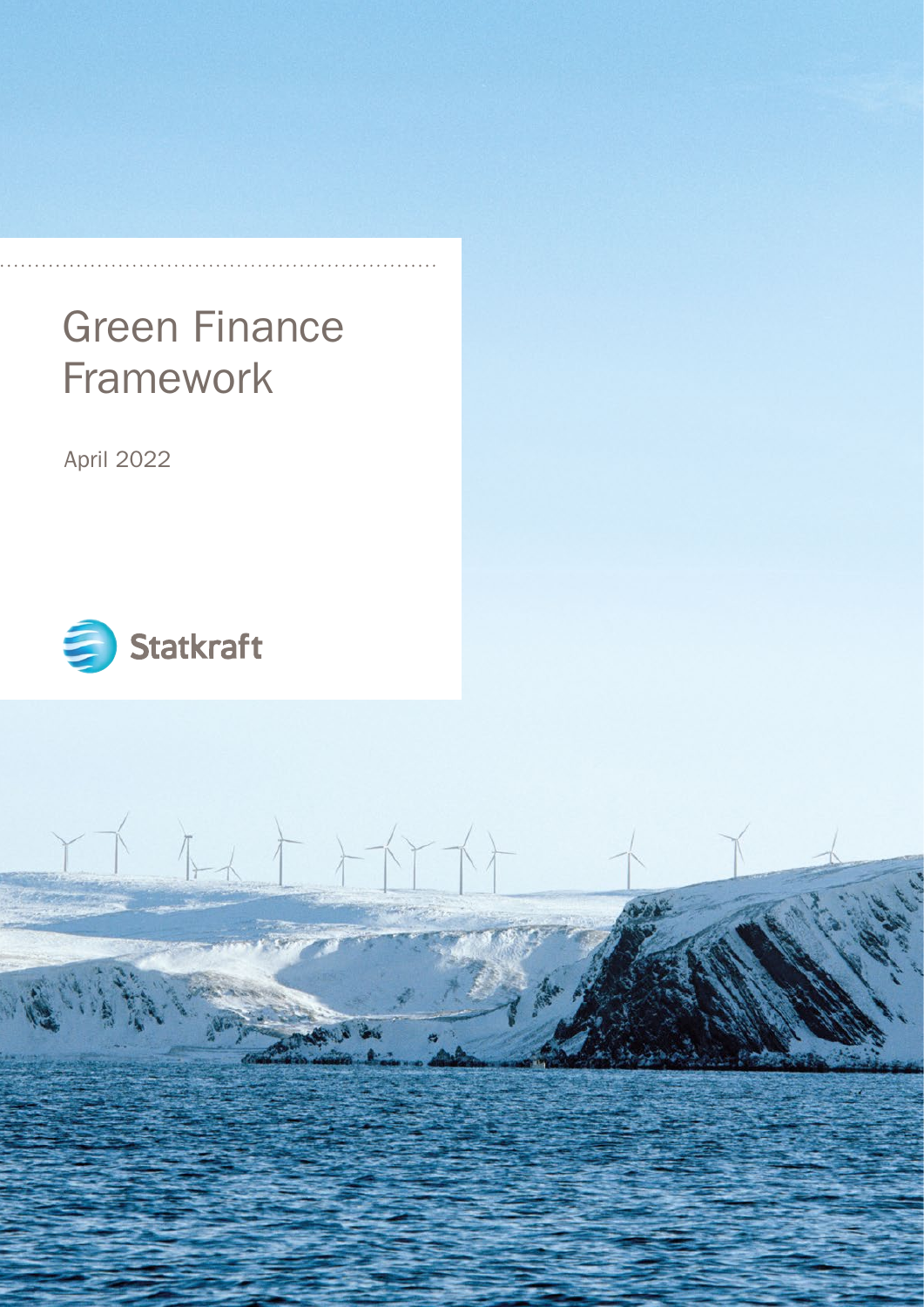# Green Finance Framework

April 2022

Statkraft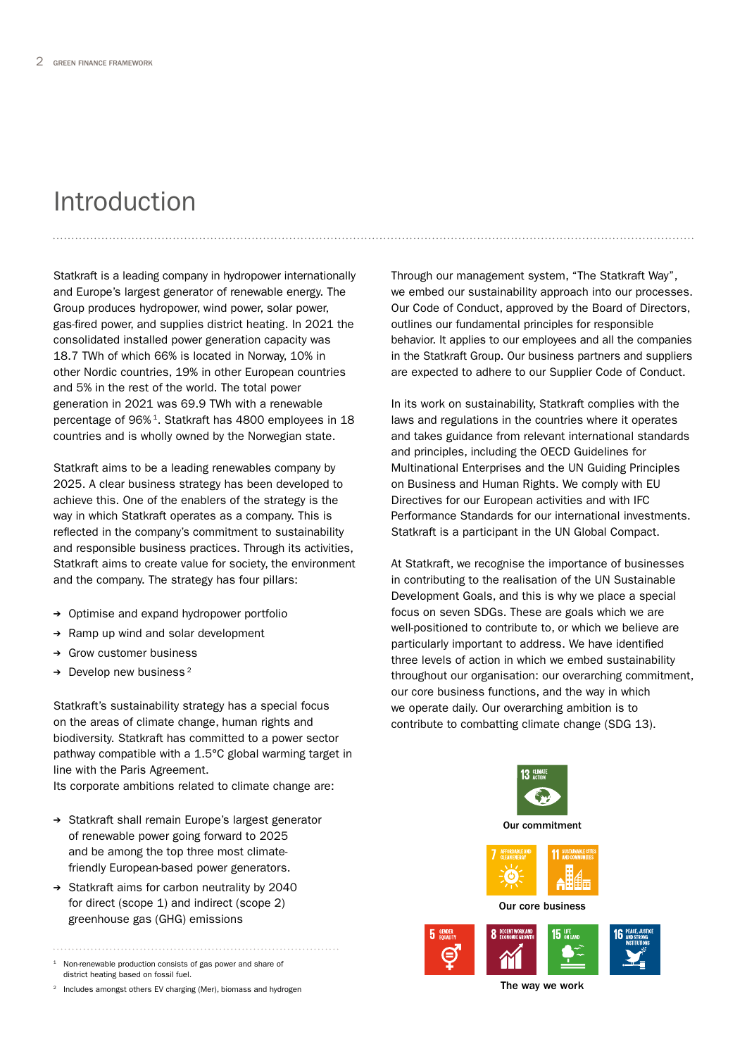# Introduction

Statkraft is a leading company in hydropower internationally and Europe's largest generator of renewable energy. The Group produces hydropower, wind power, solar power, gas-fired power, and supplies district heating. In 2021 the consolidated installed power generation capacity was 18.7 TWh of which 66% is located in Norway, 10% in other Nordic countries, 19% in other European countries and 5% in the rest of the world. The total power generation in 2021 was 69.9 TWh with a renewable percentage of 96% [1]. Statkraft has 4800 employees in 18 countries and is wholly owned by the Norwegian state.

Statkraft aims to be a leading renewables company by 2025. A clear business strategy has been developed to achieve this. One of the enablers of the strategy is the way in which Statkraft operates as a company. This is reflected in the company's commitment to sustainability and responsible business practices. Through its activities, Statkraft aims to create value for society, the environment and the company. The strategy has four pillars:

- Optimise and expand hydropower portfolio
- Ramp up wind and solar development
- Grow customer business
- Develop new business [2]

Statkraft's sustainability strategy has a special focus on the areas of climate change, human rights and biodiversity. Statkraft has committed to a power sector pathway compatible with a 1.5°C global warming target in line with the Paris Agreement.
Its corporate ambitions related to climate change are:

- Statkraft shall remain Europe's largest generator of renewable power going forward to 2025 and be among the top three most climate-friendly European-based power generators.
- Statkraft aims for carbon neutrality by 2040 for direct (scope 1) and indirect (scope 2) greenhouse gas (GHG) emissions

Through our management system, "The Statkraft Way", we embed our sustainability approach into our processes. Our Code of Conduct, approved by the Board of Directors, outlines our fundamental principles for responsible behavior. It applies to our employees and all the companies in the Statkraft Group. Our business partners and suppliers are expected to adhere to our Supplier Code of Conduct.

In its work on sustainability, Statkraft complies with the laws and regulations in the countries where it operates and takes guidance from relevant international standards and principles, including the OECD Guidelines for Multinational Enterprises and the UN Guiding Principles on Business and Human Rights. We comply with EU Directives for our European activities and with IFC Performance Standards for our international investments. Statkraft is a participant in the UN Global Compact.

At Statkraft, we recognise the importance of businesses in contributing to the realisation of the UN Sustainable Development Goals, and this is why we place a special focus on seven SDGs. These are goals which we are well-positioned to contribute to, or which we believe are particularly important to address. We have identified three levels of action in which we embed sustainability throughout our organisation: our overarching commitment, our core business functions, and the way in which we operate daily. Our overarching ambition is to contribute to combatting climate change (SDG 13).

13 Climate Action

**Our commitment**

7 Affordable and Clean Energy | 11 Sustainable Cities and Communities

**Our core business**

5 Gender Equality | 8 Decent Work and Economic Growth | 15 Life on Land | 16 Peace, Justice and Strong Institutions

**The way we work**

---

[1] Non-renewable production consists of gas power and share of district heating based on fossil fuel.

[2] Includes amongst others EV charging (Mer), biomass and hydrogen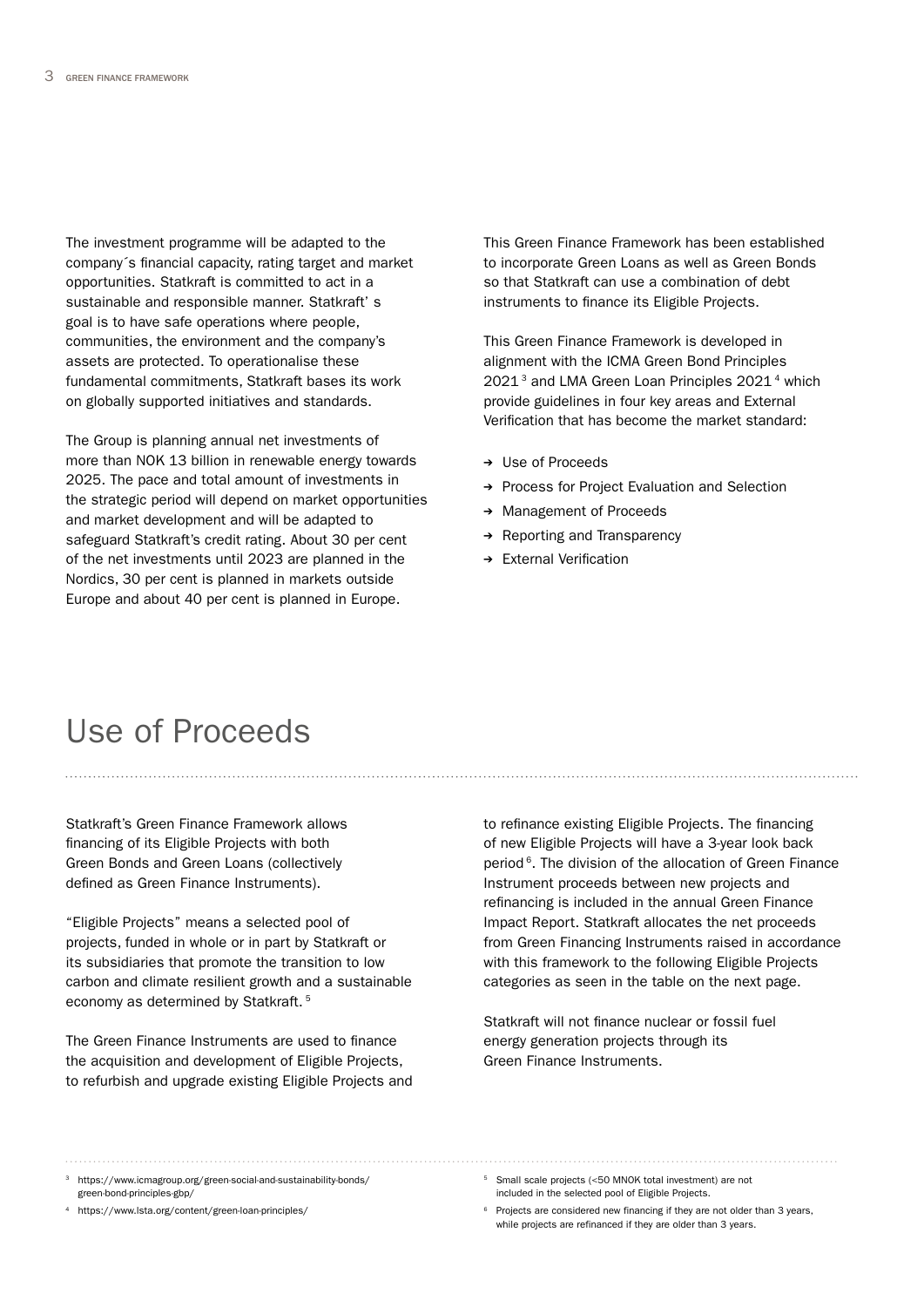The investment programme will be adapted to the company´s financial capacity, rating target and market opportunities. Statkraft is committed to act in a sustainable and responsible manner. Statkraft' s goal is to have safe operations where people, communities, the environment and the company's assets are protected. To operationalise these fundamental commitments, Statkraft bases its work on globally supported initiatives and standards.

The Group is planning annual net investments of more than NOK 13 billion in renewable energy towards 2025. The pace and total amount of investments in the strategic period will depend on market opportunities and market development and will be adapted to safeguard Statkraft's credit rating. About 30 per cent of the net investments until 2023 are planned in the Nordics, 30 per cent is planned in markets outside Europe and about 40 per cent is planned in Europe.

This Green Finance Framework has been established to incorporate Green Loans as well as Green Bonds so that Statkraft can use a combination of debt instruments to finance its Eligible Projects.

This Green Finance Framework is developed in alignment with the ICMA Green Bond Principles 2021[3] and LMA Green Loan Principles 2021[4] which provide guidelines in four key areas and External Verification that has become the market standard:

- Use of Proceeds
- Process for Project Evaluation and Selection
- Management of Proceeds
- Reporting and Transparency
- External Verification

# Use of Proceeds

Statkraft's Green Finance Framework allows financing of its Eligible Projects with both Green Bonds and Green Loans (collectively defined as Green Finance Instruments).

"Eligible Projects" means a selected pool of projects, funded in whole or in part by Statkraft or its subsidiaries that promote the transition to low carbon and climate resilient growth and a sustainable economy as determined by Statkraft.[5]

The Green Finance Instruments are used to finance the acquisition and development of Eligible Projects, to refurbish and upgrade existing Eligible Projects and to refinance existing Eligible Projects. The financing of new Eligible Projects will have a 3-year look back period[6]. The division of the allocation of Green Finance Instrument proceeds between new projects and refinancing is included in the annual Green Finance Impact Report. Statkraft allocates the net proceeds from Green Financing Instruments raised in accordance with this framework to the following Eligible Projects categories as seen in the table on the next page.

Statkraft will not finance nuclear or fossil fuel energy generation projects through its Green Finance Instruments.

[3] https://www.icmagroup.org/green-social-and-sustainability-bonds/green-bond-principles-gbp/

[4] https://www.lsta.org/content/green-loan-principles/

[5] Small scale projects (<50 MNOK total investment) are not included in the selected pool of Eligible Projects.

[6] Projects are considered new financing if they are not older than 3 years, while projects are refinanced if they are older than 3 years.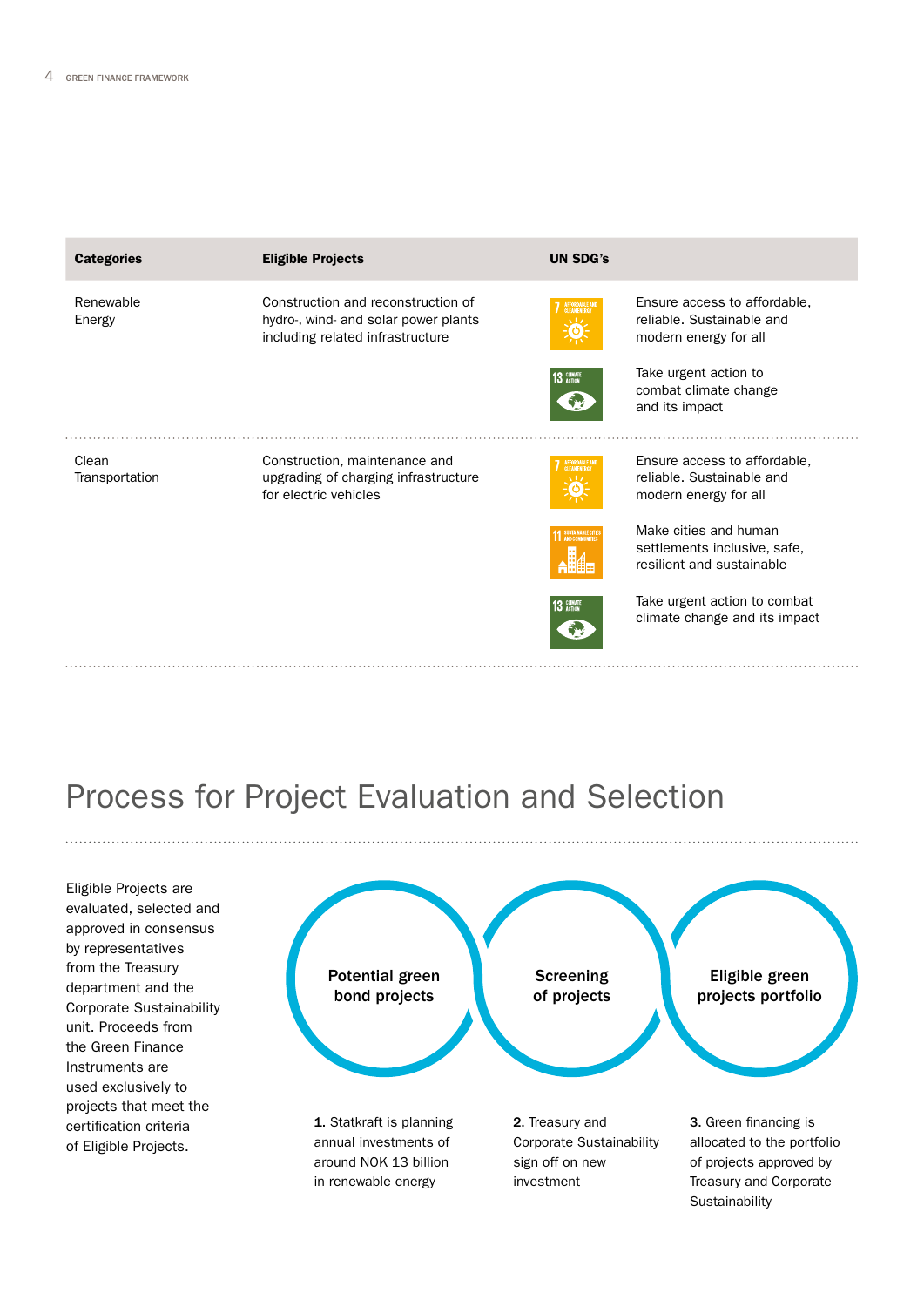| Categories | Eligible Projects | UN SDG's | |
|---|---|---|---|
| Renewable Energy | Construction and reconstruction of hydro-, wind- and solar power plants including related infrastructure | 7 Affordable and clean energy | Ensure access to affordable, reliable. Sustainable and modern energy for all |
| | | 13 Climate action | Take urgent action to combat climate change and its impact |
| Clean Transportation | Construction, maintenance and upgrading of charging infrastructure for electric vehicles | 7 Affordable and clean energy | Ensure access to affordable, reliable. Sustainable and modern energy for all |
| | | 11 Sustainable cities and communities | Make cities and human settlements inclusive, safe, resilient and sustainable |
| | | 13 Climate action | Take urgent action to combat climate change and its impact |

# Process for Project Evaluation and Selection

Eligible Projects are evaluated, selected and approved in consensus by representatives from the Treasury department and the Corporate Sustainability unit. Proceeds from the Green Finance Instruments are used exclusively to projects that meet the certification criteria of Eligible Projects.

**Potential green bond projects** → **Screening of projects** → **Eligible green projects portfolio**

**1.** Statkraft is planning annual investments of around NOK 13 billion in renewable energy

**2.** Treasury and Corporate Sustainability sign off on new investment

**3.** Green financing is allocated to the portfolio of projects approved by Treasury and Corporate Sustainability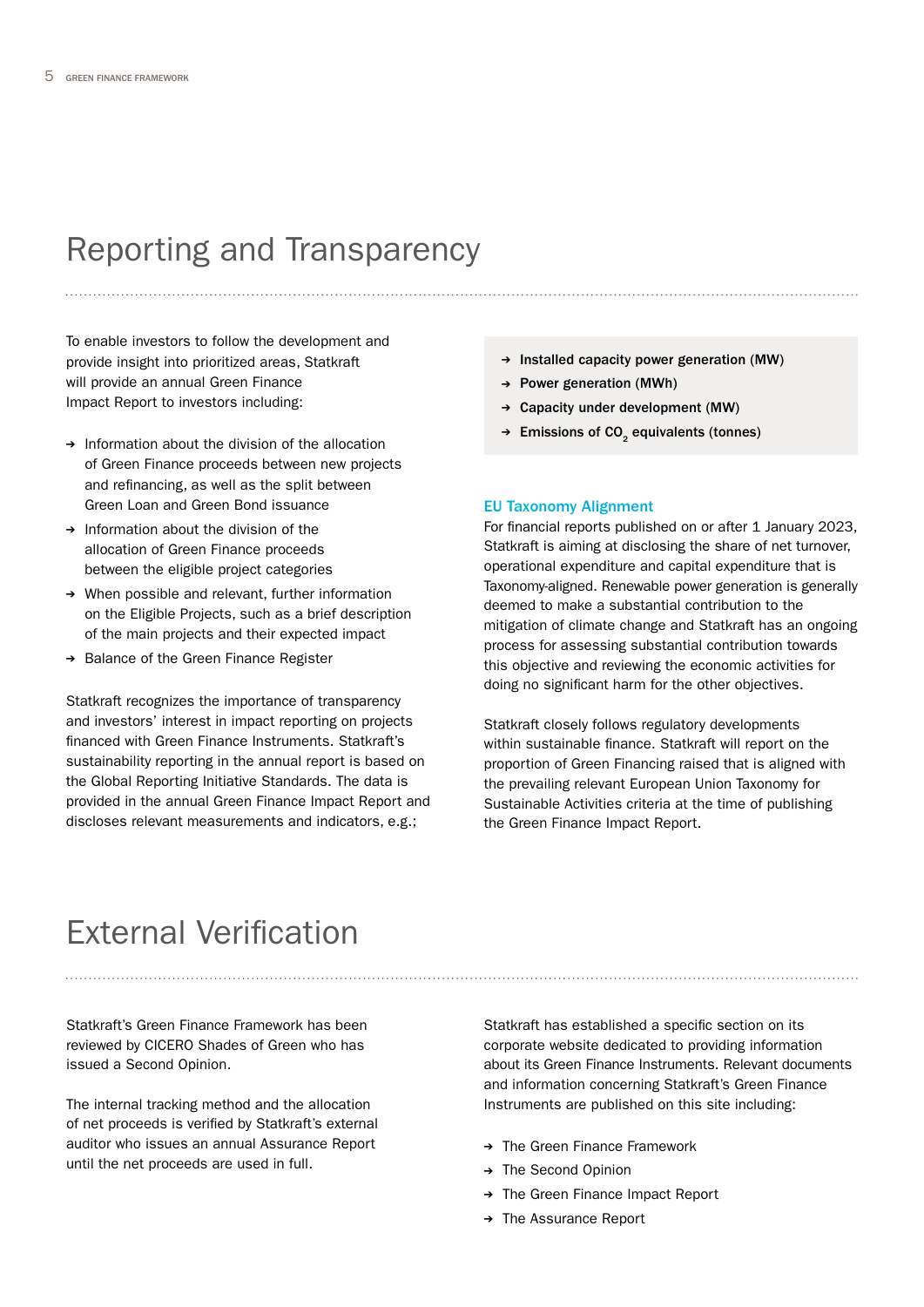# Reporting and Transparency

To enable investors to follow the development and provide insight into prioritized areas, Statkraft will provide an annual Green Finance Impact Report to investors including:

- Information about the division of the allocation of Green Finance proceeds between new projects and refinancing, as well as the split between Green Loan and Green Bond issuance
- Information about the division of the allocation of Green Finance proceeds between the eligible project categories
- When possible and relevant, further information on the Eligible Projects, such as a brief description of the main projects and their expected impact
- Balance of the Green Finance Register

Statkraft recognizes the importance of transparency and investors' interest in impact reporting on projects financed with Green Finance Instruments. Statkraft's sustainability reporting in the annual report is based on the Global Reporting Initiative Standards. The data is provided in the annual Green Finance Impact Report and discloses relevant measurements and indicators, e.g.;

- **Installed capacity power generation (MW)**
- **Power generation (MWh)**
- **Capacity under development (MW)**
- **Emissions of $CO_2$ equivalents (tonnes)**

### EU Taxonomy Alignment

For financial reports published on or after 1 January 2023, Statkraft is aiming at disclosing the share of net turnover, operational expenditure and capital expenditure that is Taxonomy-aligned. Renewable power generation is generally deemed to make a substantial contribution to the mitigation of climate change and Statkraft has an ongoing process for assessing substantial contribution towards this objective and reviewing the economic activities for doing no significant harm for the other objectives.

Statkraft closely follows regulatory developments within sustainable finance. Statkraft will report on the proportion of Green Financing raised that is aligned with the prevailing relevant European Union Taxonomy for Sustainable Activities criteria at the time of publishing the Green Finance Impact Report.

# External Verification

Statkraft's Green Finance Framework has been reviewed by CICERO Shades of Green who has issued a Second Opinion.

The internal tracking method and the allocation of net proceeds is verified by Statkraft's external auditor who issues an annual Assurance Report until the net proceeds are used in full.

Statkraft has established a specific section on its corporate website dedicated to providing information about its Green Finance Instruments. Relevant documents and information concerning Statkraft's Green Finance Instruments are published on this site including:

- The Green Finance Framework
- The Second Opinion
- The Green Finance Impact Report
- The Assurance Report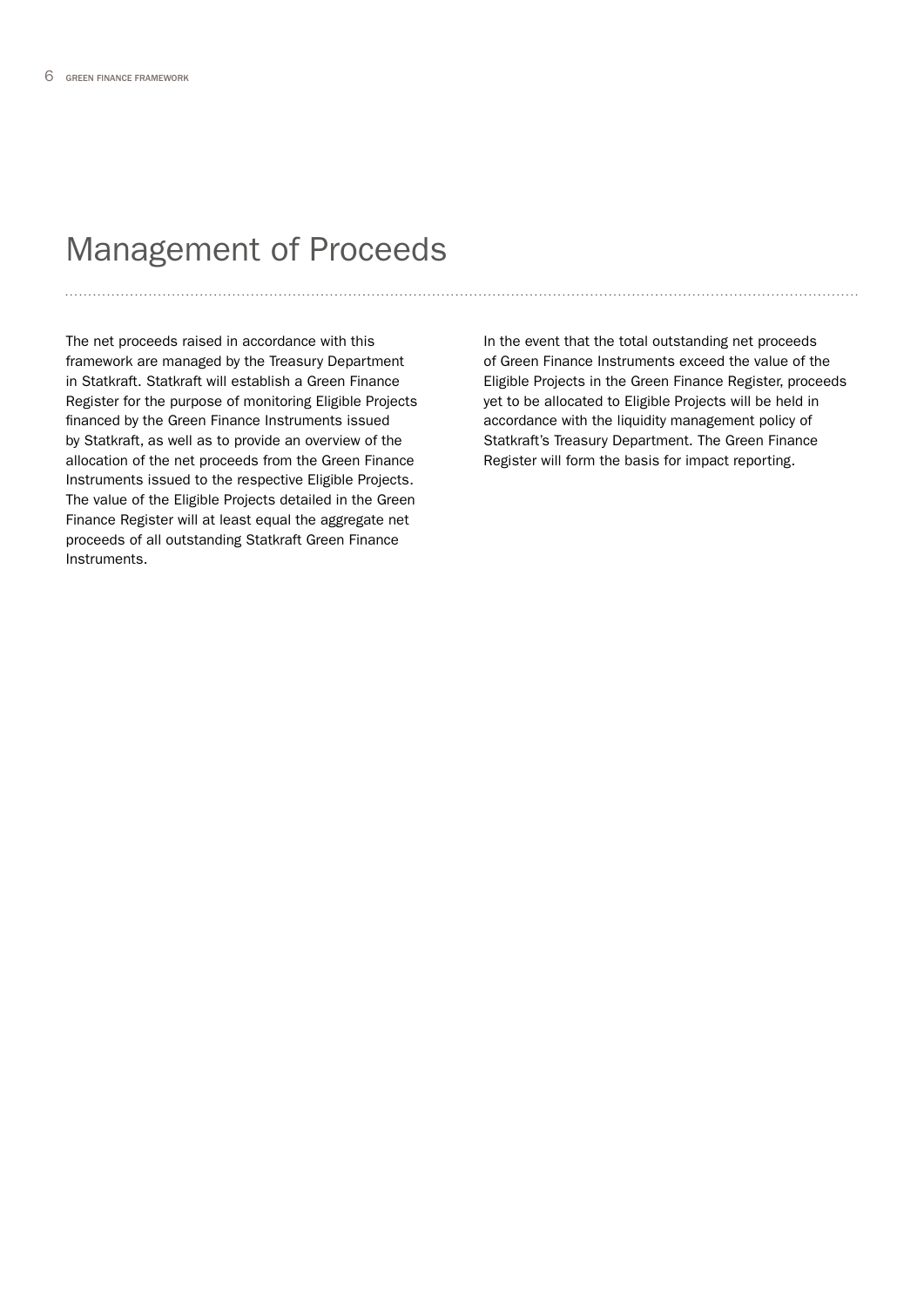# Management of Proceeds

The net proceeds raised in accordance with this framework are managed by the Treasury Department in Statkraft. Statkraft will establish a Green Finance Register for the purpose of monitoring Eligible Projects financed by the Green Finance Instruments issued by Statkraft, as well as to provide an overview of the allocation of the net proceeds from the Green Finance Instruments issued to the respective Eligible Projects. The value of the Eligible Projects detailed in the Green Finance Register will at least equal the aggregate net proceeds of all outstanding Statkraft Green Finance Instruments.

In the event that the total outstanding net proceeds of Green Finance Instruments exceed the value of the Eligible Projects in the Green Finance Register, proceeds yet to be allocated to Eligible Projects will be held in accordance with the liquidity management policy of Statkraft's Treasury Department. The Green Finance Register will form the basis for impact reporting.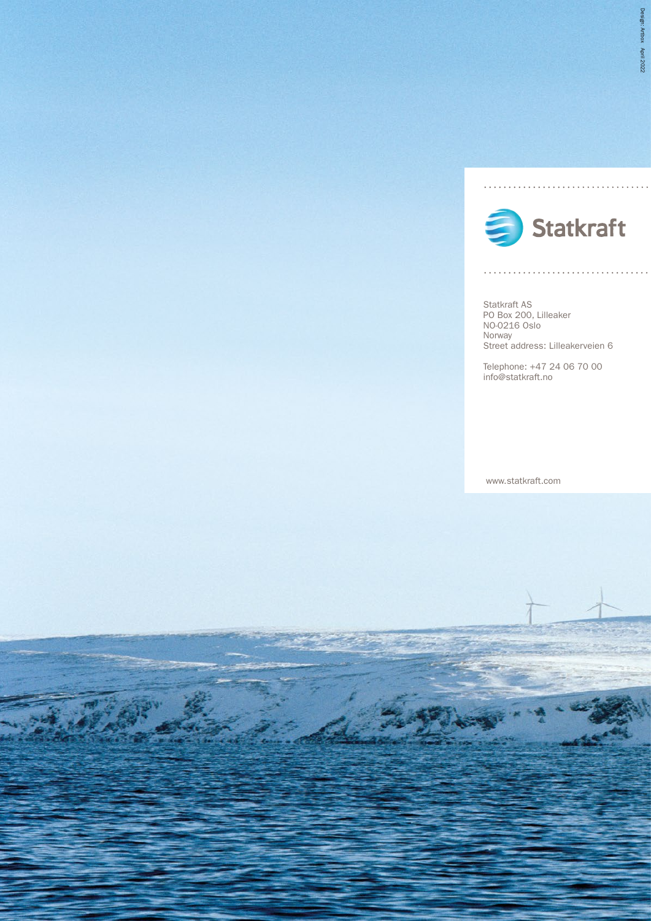Statkraft

Statkraft AS
PO Box 200, Lilleaker
NO-0216 Oslo
Norway
Street address: Lilleakerveien 6

Telephone: +47 24 06 70 00
info@statkraft.no

www.statkraft.com

Design: Artbox April 2022